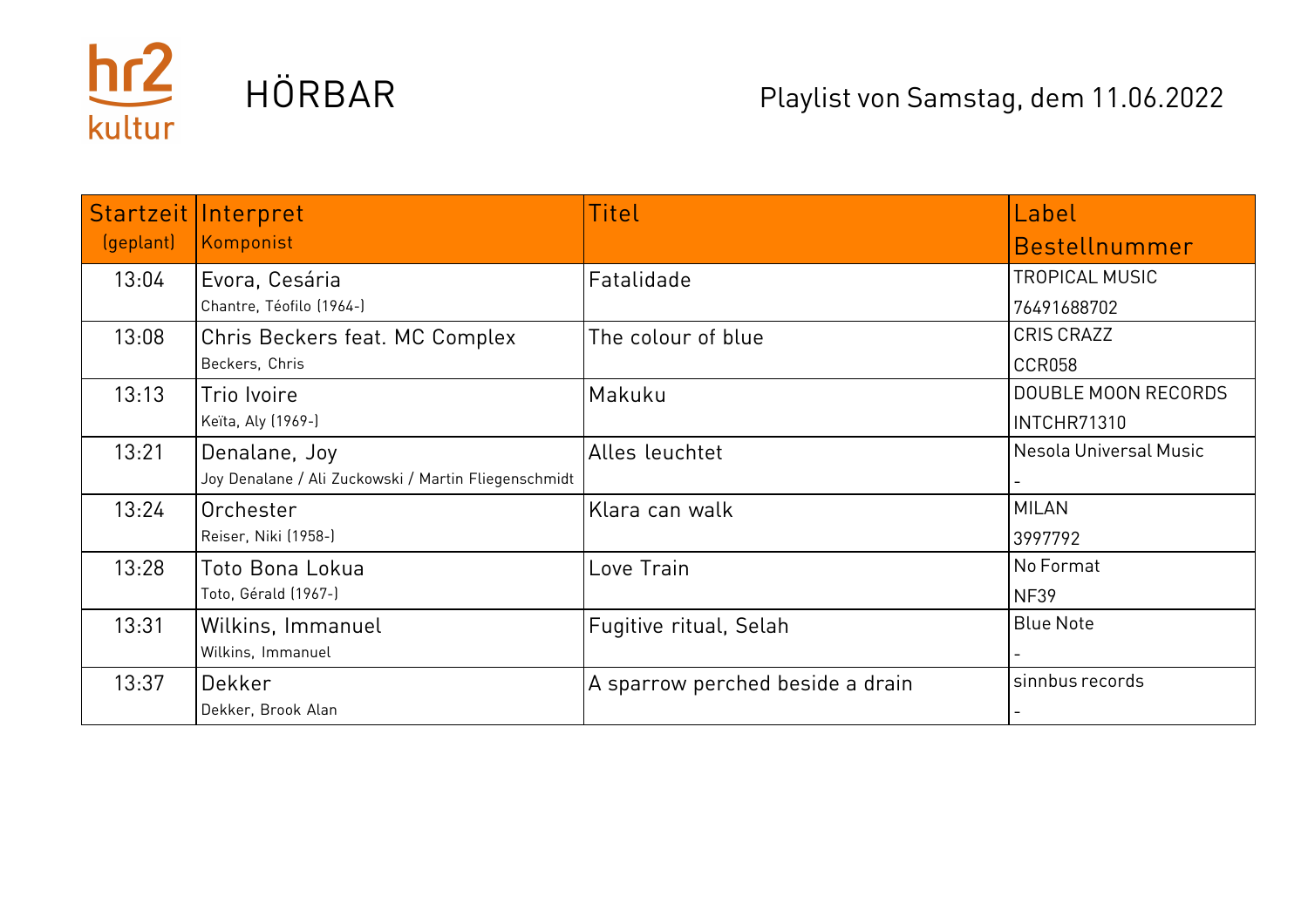hr2 kultur

# HÖRBAR

Playlist von Samstag, dem 11.06.2022

| Startzeit (geplant) | Interpret<br>Komponist | Titel | Label<br>Bestellnummer |
|---|---|---|---|
| 13:04 | Evora, Cesária<br>Chantre, Téofilo (1964-) | Fatalidade | TROPICAL MUSIC<br>76491688702 |
| 13:08 | Chris Beckers feat. MC Complex<br>Beckers, Chris | The colour of blue | CRIS CRAZZ<br>CCR058 |
| 13:13 | Trio Ivoire<br>Keïta, Aly (1969-) | Makuku | DOUBLE MOON RECORDS<br>INTCHR71310 |
| 13:21 | Denalane, Joy<br>Joy Denalane / Ali Zuckowski / Martin Fliegenschmidt | Alles leuchtet | Nesola Universal Music<br>- |
| 13:24 | Orchester<br>Reiser, Niki (1958-) | Klara can walk | MILAN<br>3997792 |
| 13:28 | Toto Bona Lokua<br>Toto, Gérald (1967-) | Love Train | No Format<br>NF39 |
| 13:31 | Wilkins, Immanuel<br>Wilkins, Immanuel | Fugitive ritual, Selah | Blue Note<br>- |
| 13:37 | Dekker<br>Dekker, Brook Alan | A sparrow perched beside a drain | sinnbus records<br>- |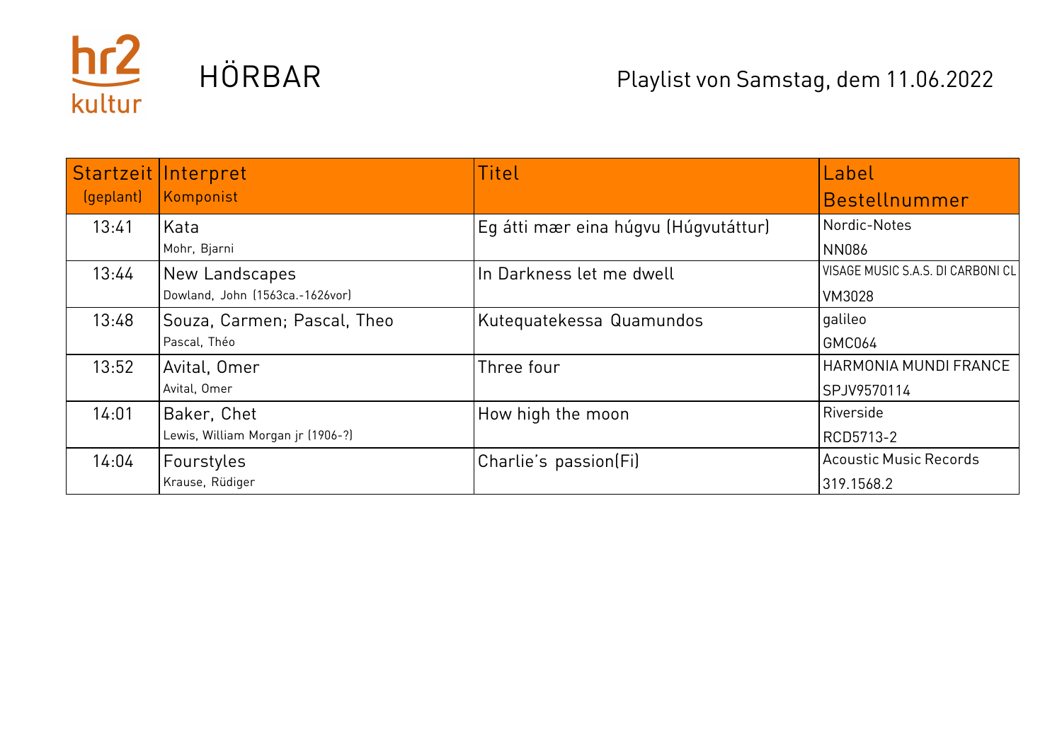# hr2 kultur

## HÖRBAR

Playlist von Samstag, dem 11.06.2022

| Startzeit (geplant) | Interpret Komponist | Titel | Label Bestellnummer |
|---|---|---|---|
| 13:41 | Kata<br>Mohr, Bjarni | Eg átti mær eina húgvu (Húgvutáttur) | Nordic-Notes<br>NN086 |
| 13:44 | New Landscapes<br>Dowland, John (1563ca.-1626vor) | In Darkness let me dwell | VISAGE MUSIC S.A.S. DI CARBONI CL<br>VM3028 |
| 13:48 | Souza, Carmen; Pascal, Theo<br>Pascal, Théo | Kutequatekessa Quamundos | galileo<br>GMC064 |
| 13:52 | Avital, Omer<br>Avital, Omer | Three four | HARMONIA MUNDI FRANCE<br>SPJV9570114 |
| 14:01 | Baker, Chet<br>Lewis, William Morgan jr (1906-?) | How high the moon | Riverside<br>RCD5713-2 |
| 14:04 | Fourstyles<br>Krause, Rüdiger | Charlie's passion(Fi) | Acoustic Music Records<br>319.1568.2 |